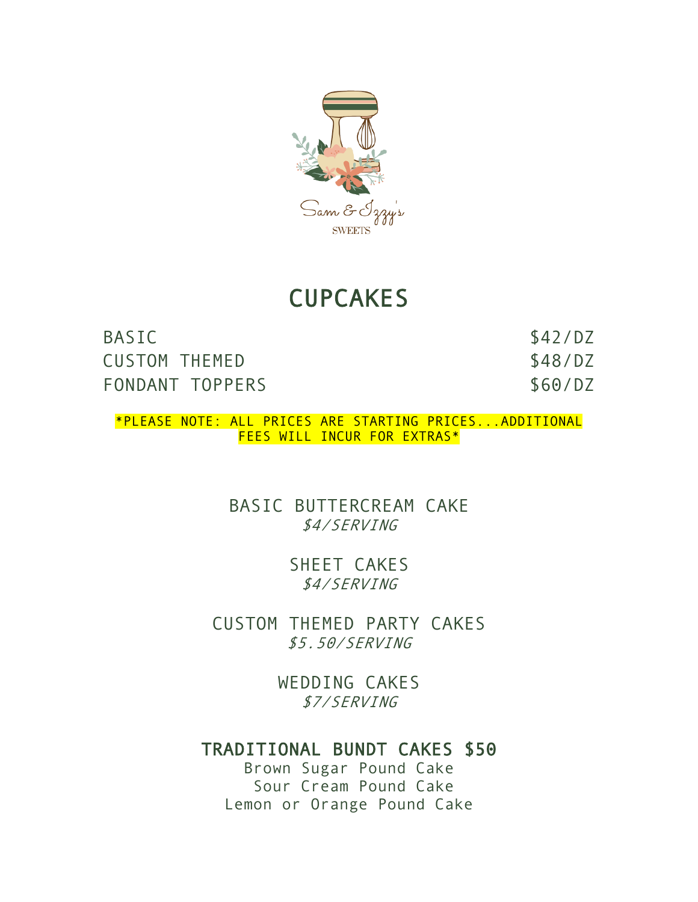Sam & Izzy's
SWEETS

# CUPCAKES

| | |
|---|---|
| BASIC | $42/DZ |
| CUSTOM THEMED | $48/DZ |
| FONDANT TOPPERS | $60/DZ |

*PLEASE NOTE: ALL PRICES ARE STARTING PRICES...ADDITIONAL FEES WILL INCUR FOR EXTRAS*

BASIC BUTTERCREAM CAKE
*$4/SERVING*

SHEET CAKES
*$4/SERVING*

CUSTOM THEMED PARTY CAKES
*$5.50/SERVING*

WEDDING CAKES
*$7/SERVING*

## TRADITIONAL BUNDT CAKES $50

Brown Sugar Pound Cake
Sour Cream Pound Cake
Lemon or Orange Pound Cake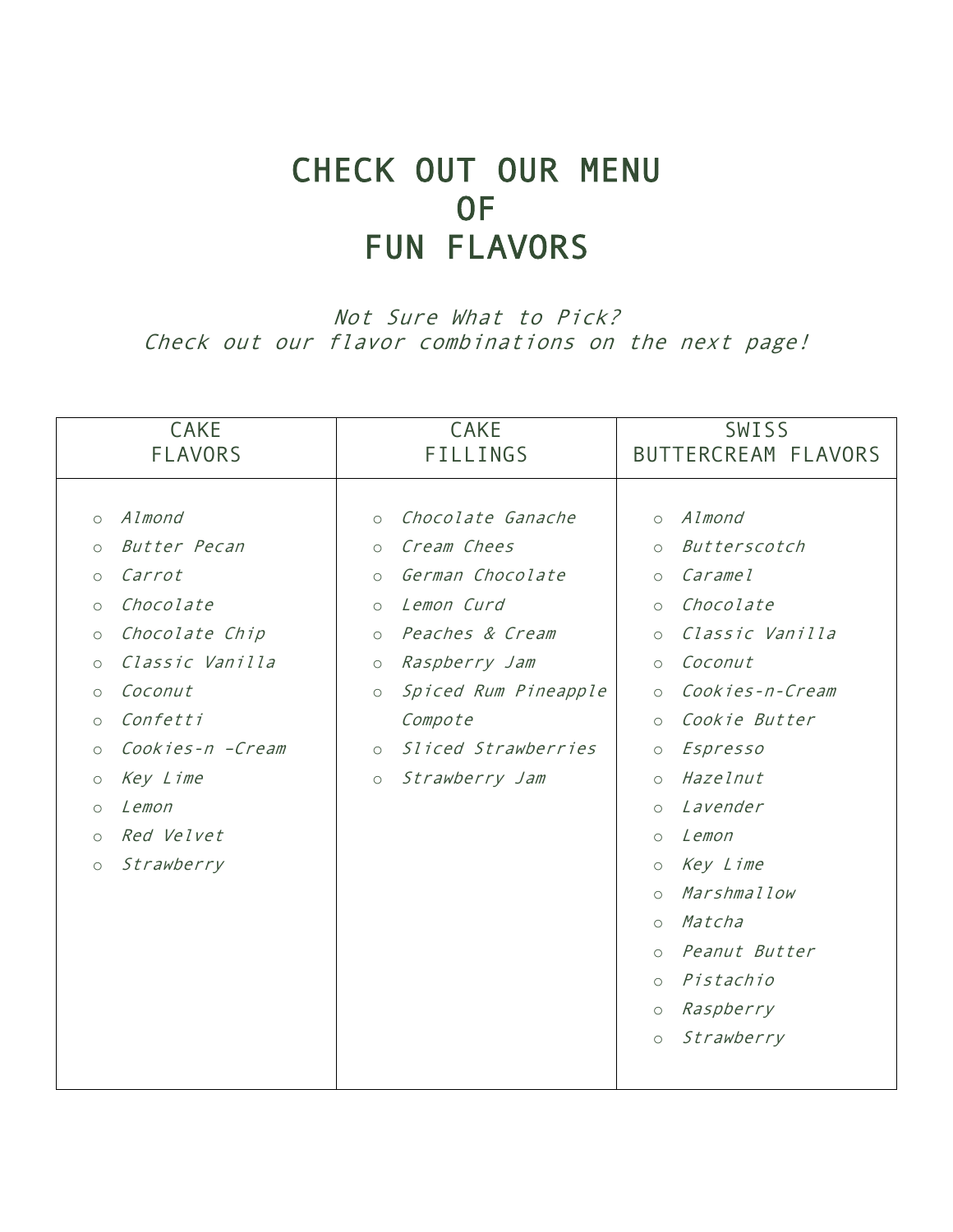# CHECK OUT OUR MENU
# OF
# FUN FLAVORS

*Not Sure What to Pick?*
*Check out our flavor combinations on the next page!*

| CAKE FLAVORS | CAKE FILLINGS | SWISS BUTTERCREAM FLAVORS |
|---|---|---|
| ○ *Almond* | ○ *Chocolate Ganache* | ○ *Almond* |
| ○ *Butter Pecan* | ○ *Cream Chees* | ○ *Butterscotch* |
| ○ *Carrot* | ○ *German Chocolate* | ○ *Caramel* |
| ○ *Chocolate* | ○ *Lemon Curd* | ○ *Chocolate* |
| ○ *Chocolate Chip* | ○ *Peaches & Cream* | ○ *Classic Vanilla* |
| ○ *Classic Vanilla* | ○ *Raspberry Jam* | ○ *Coconut* |
| ○ *Coconut* | ○ *Spiced Rum Pineapple Compote* | ○ *Cookies-n-Cream* |
| ○ *Confetti* | ○ *Sliced Strawberries* | ○ *Cookie Butter* |
| ○ *Cookies-n -Cream* | ○ *Strawberry Jam* | ○ *Espresso* |
| ○ *Key Lime* | | ○ *Hazelnut* |
| ○ *Lemon* | | ○ *Lavender* |
| ○ *Red Velvet* | | ○ *Lemon* |
| ○ *Strawberry* | | ○ *Key Lime* |
| | | ○ *Marshmallow* |
| | | ○ *Matcha* |
| | | ○ *Peanut Butter* |
| | | ○ *Pistachio* |
| | | ○ *Raspberry* |
| | | ○ *Strawberry* |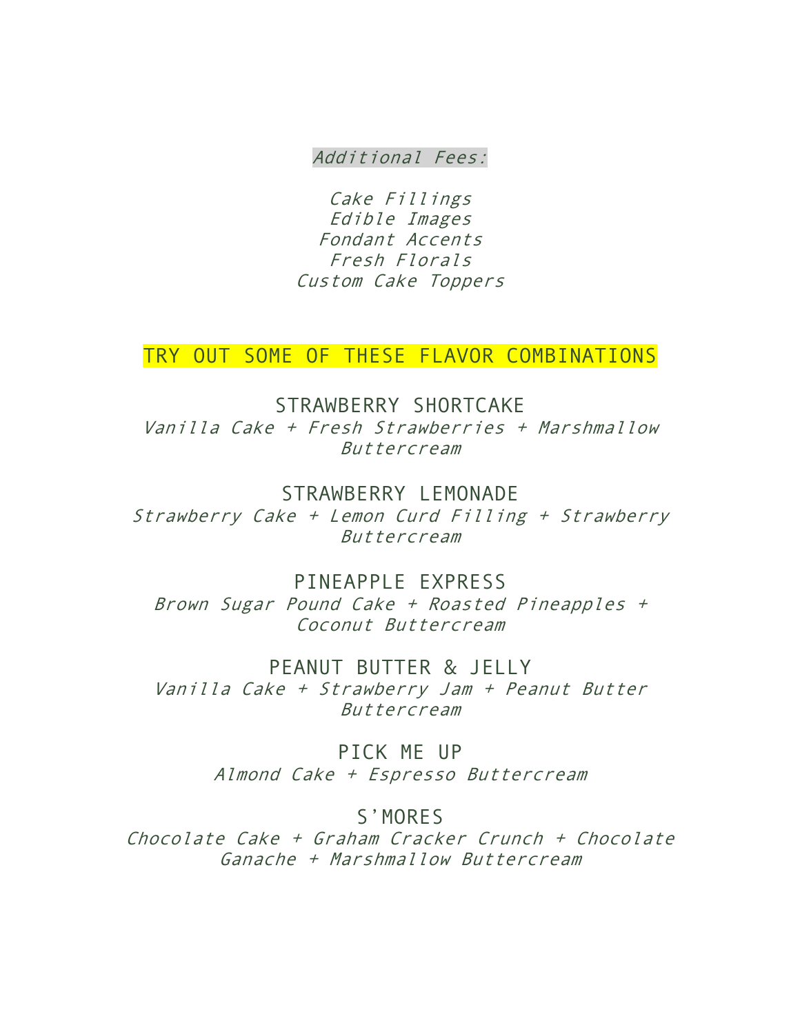*Additional Fees:*

*Cake Fillings*
*Edible Images*
*Fondant Accents*
*Fresh Florals*
*Custom Cake Toppers*

## TRY OUT SOME OF THESE FLAVOR COMBINATIONS

### STRAWBERRY SHORTCAKE

*Vanilla Cake + Fresh Strawberries + Marshmallow Buttercream*

### STRAWBERRY LEMONADE

*Strawberry Cake + Lemon Curd Filling + Strawberry Buttercream*

### PINEAPPLE EXPRESS

*Brown Sugar Pound Cake + Roasted Pineapples + Coconut Buttercream*

### PEANUT BUTTER & JELLY

*Vanilla Cake + Strawberry Jam + Peanut Butter Buttercream*

### PICK ME UP

*Almond Cake + Espresso Buttercream*

### S'MORES

*Chocolate Cake + Graham Cracker Crunch + Chocolate Ganache + Marshmallow Buttercream*